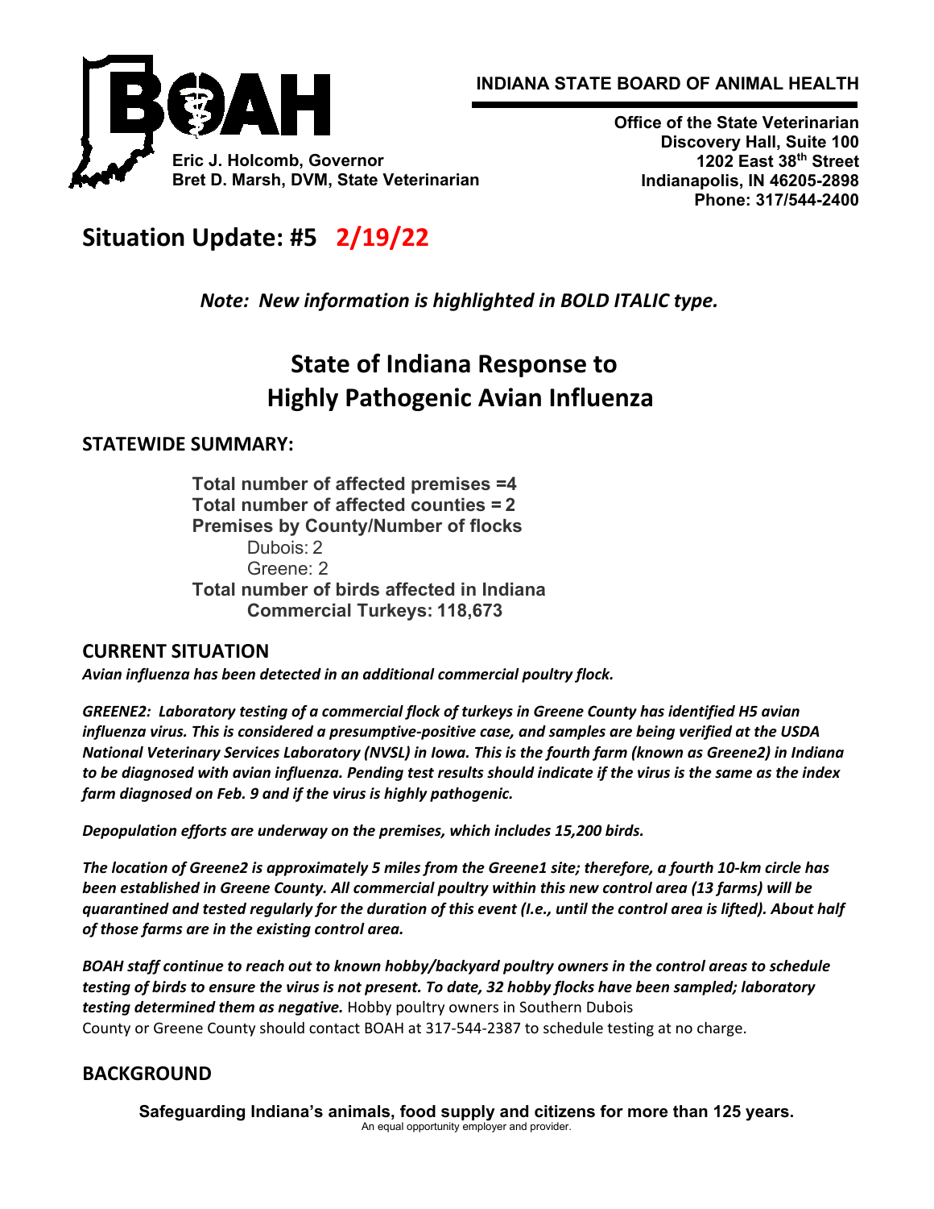INDIANA STATE BOARD OF ANIMAL HEALTH

**Eric J. Holcomb, Governor**
**Bret D. Marsh, DVM, State Veterinarian**

**Office of the State Veterinarian**
**Discovery Hall, Suite 100**
**1202 East 38th Street**
**Indianapolis, IN 46205-2898**
**Phone: 317/544-2400**

# Situation Update: #5 2/19/22

*Note: New information is highlighted in BOLD ITALIC type.*

# State of Indiana Response to Highly Pathogenic Avian Influenza

## STATEWIDE SUMMARY:

**Total number of affected premises =4**
**Total number of affected counties = 2**
**Premises by County/Number of flocks**
- Dubois: 2
- Greene: 2

**Total number of birds affected in Indiana**
- **Commercial Turkeys: 118,673**

## CURRENT SITUATION

***Avian influenza has been detected in an additional commercial poultry flock.***

***GREENE2: Laboratory testing of a commercial flock of turkeys in Greene County has identified H5 avian influenza virus. This is considered a presumptive-positive case, and samples are being verified at the USDA National Veterinary Services Laboratory (NVSL) in Iowa. This is the fourth farm (known as Greene2) in Indiana to be diagnosed with avian influenza. Pending test results should indicate if the virus is the same as the index farm diagnosed on Feb. 9 and if the virus is highly pathogenic.***

***Depopulation efforts are underway on the premises, which includes 15,200 birds.***

***The location of Greene2 is approximately 5 miles from the Greene1 site; therefore, a fourth 10-km circle has been established in Greene County. All commercial poultry within this new control area (13 farms) will be quarantined and tested regularly for the duration of this event (I.e., until the control area is lifted). About half of those farms are in the existing control area.***

***BOAH staff continue to reach out to known hobby/backyard poultry owners in the control areas to schedule testing of birds to ensure the virus is not present. To date, 32 hobby flocks have been sampled; laboratory testing determined them as negative.*** Hobby poultry owners in Southern Dubois County or Greene County should contact BOAH at 317-544-2387 to schedule testing at no charge.

## BACKGROUND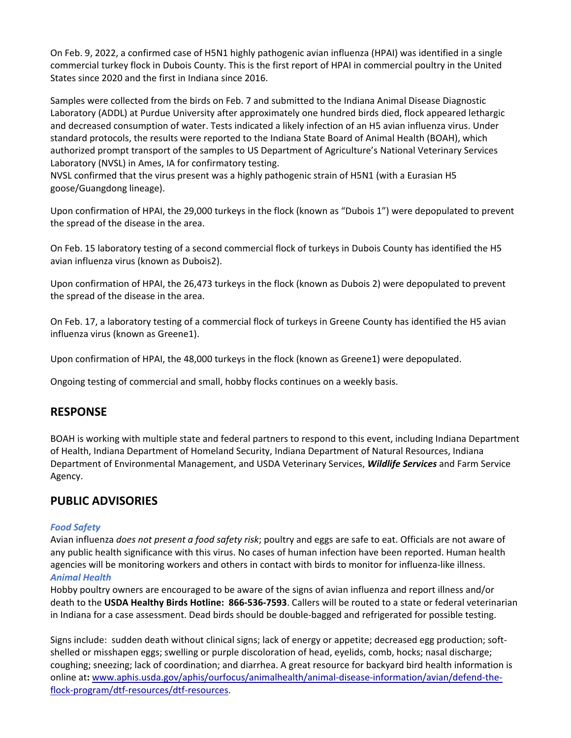On Feb. 9, 2022, a confirmed case of H5N1 highly pathogenic avian influenza (HPAI) was identified in a single commercial turkey flock in Dubois County. This is the first report of HPAI in commercial poultry in the United States since 2020 and the first in Indiana since 2016.

Samples were collected from the birds on Feb. 7 and submitted to the Indiana Animal Disease Diagnostic Laboratory (ADDL) at Purdue University after approximately one hundred birds died, flock appeared lethargic and decreased consumption of water. Tests indicated a likely infection of an H5 avian influenza virus. Under standard protocols, the results were reported to the Indiana State Board of Animal Health (BOAH), which authorized prompt transport of the samples to US Department of Agriculture's National Veterinary Services Laboratory (NVSL) in Ames, IA for confirmatory testing.
NVSL confirmed that the virus present was a highly pathogenic strain of H5N1 (with a Eurasian H5 goose/Guangdong lineage).

Upon confirmation of HPAI, the 29,000 turkeys in the flock (known as "Dubois 1") were depopulated to prevent the spread of the disease in the area.

On Feb. 15 laboratory testing of a second commercial flock of turkeys in Dubois County has identified the H5 avian influenza virus (known as Dubois2).

Upon confirmation of HPAI, the 26,473 turkeys in the flock (known as Dubois 2) were depopulated to prevent the spread of the disease in the area.

On Feb. 17, a laboratory testing of a commercial flock of turkeys in Greene County has identified the H5 avian influenza virus (known as Greene1).

Upon confirmation of HPAI, the 48,000 turkeys in the flock (known as Greene1) were depopulated.

Ongoing testing of commercial and small, hobby flocks continues on a weekly basis.

## RESPONSE

BOAH is working with multiple state and federal partners to respond to this event, including Indiana Department of Health, Indiana Department of Homeland Security, Indiana Department of Natural Resources, Indiana Department of Environmental Management, and USDA Veterinary Services, ***Wildlife Services*** and Farm Service Agency.

## PUBLIC ADVISORIES

***Food Safety***
Avian influenza *does not present a food safety risk*; poultry and eggs are safe to eat. Officials are not aware of any public health significance with this virus. No cases of human infection have been reported. Human health agencies will be monitoring workers and others in contact with birds to monitor for influenza-like illness.
***Animal Health***
Hobby poultry owners are encouraged to be aware of the signs of avian influenza and report illness and/or death to the **USDA Healthy Birds Hotline: 866-536-7593**. Callers will be routed to a state or federal veterinarian in Indiana for a case assessment. Dead birds should be double-bagged and refrigerated for possible testing.

Signs include: sudden death without clinical signs; lack of energy or appetite; decreased egg production; soft-shelled or misshapen eggs; swelling or purple discoloration of head, eyelids, comb, hocks; nasal discharge; coughing; sneezing; lack of coordination; and diarrhea. A great resource for backyard bird health information is online at**:** [www.aphis.usda.gov/aphis/ourfocus/animalhealth/animal-disease-information/avian/defend-the-flock-program/dtf-resources/dtf-resources](www.aphis.usda.gov/aphis/ourfocus/animalhealth/animal-disease-information/avian/defend-the-flock-program/dtf-resources/dtf-resources).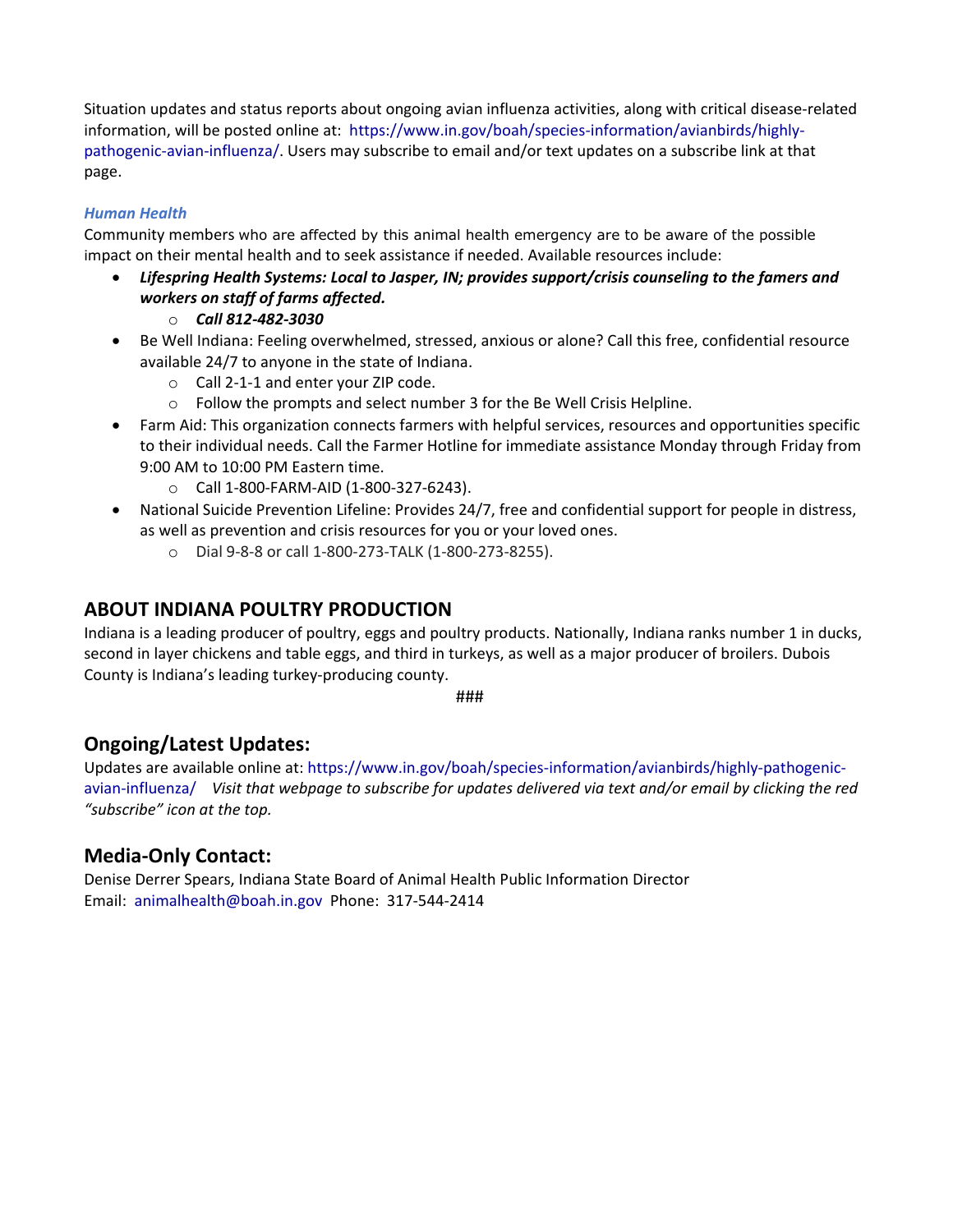Situation updates and status reports about ongoing avian influenza activities, along with critical disease-related information, will be posted online at: https://www.in.gov/boah/species-information/avianbirds/highly-pathogenic-avian-influenza/. Users may subscribe to email and/or text updates on a subscribe link at that page.

### *Human Health*

Community members who are affected by this animal health emergency are to be aware of the possible impact on their mental health and to seek assistance if needed. Available resources include:

- ***Lifespring Health Systems: Local to Jasper, IN; provides support/crisis counseling to the famers and workers on staff of farms affected.***
  - ***Call 812-482-3030***
- Be Well Indiana: Feeling overwhelmed, stressed, anxious or alone? Call this free, confidential resource available 24/7 to anyone in the state of Indiana.
  - Call 2-1-1 and enter your ZIP code.
  - Follow the prompts and select number 3 for the Be Well Crisis Helpline.
- Farm Aid: This organization connects farmers with helpful services, resources and opportunities specific to their individual needs. Call the Farmer Hotline for immediate assistance Monday through Friday from 9:00 AM to 10:00 PM Eastern time.
  - Call 1-800-FARM-AID (1-800-327-6243).
- National Suicide Prevention Lifeline: Provides 24/7, free and confidential support for people in distress, as well as prevention and crisis resources for you or your loved ones.
  - Dial 9-8-8 or call 1-800-273-TALK (1-800-273-8255).

## ABOUT INDIANA POULTRY PRODUCTION

Indiana is a leading producer of poultry, eggs and poultry products. Nationally, Indiana ranks number 1 in ducks, second in layer chickens and table eggs, and third in turkeys, as well as a major producer of broilers. Dubois County is Indiana's leading turkey-producing county.

###

## Ongoing/Latest Updates:

Updates are available online at: https://www.in.gov/boah/species-information/avianbirds/highly-pathogenic-avian-influenza/ *Visit that webpage to subscribe for updates delivered via text and/or email by clicking the red "subscribe" icon at the top.*

## Media-Only Contact:

Denise Derrer Spears, Indiana State Board of Animal Health Public Information Director
Email: animalhealth@boah.in.gov Phone: 317-544-2414